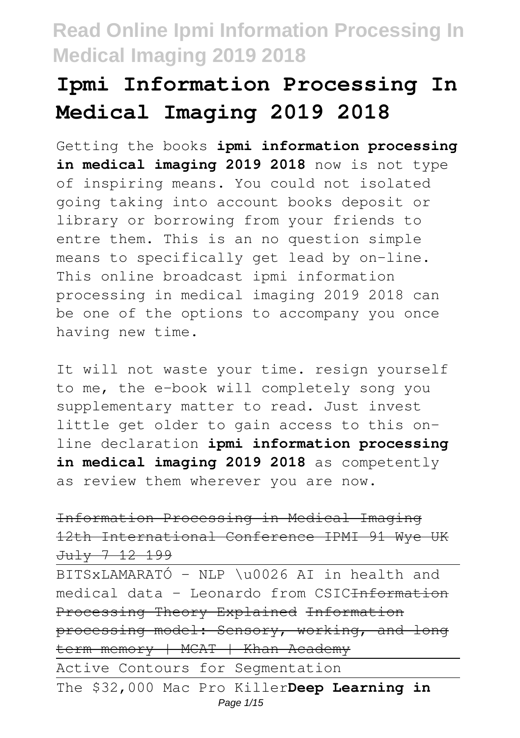# Ipmi Information Processing In Medical Imaging 2019 2018

Getting the books **ipmi information processing in medical imaging 2019 2018** now is not type of inspiring means. You could not isolated going taking into account books deposit or library or borrowing from your friends to entre them. This is an no question simple means to specifically get lead by on-line. This online broadcast ipmi information processing in medical imaging 2019 2018 can be one of the options to accompany you once having new time.

It will not waste your time. resign yourself to me, the e-book will completely song you supplementary matter to read. Just invest little get older to gain access to this on-line declaration **ipmi information processing in medical imaging 2019 2018** as competently as review them wherever you are now.

~~Information Processing in Medical Imaging 12th International Conference IPMI 91 Wye UK July 7 12 199~~

BITSxLAMARATÓ - NLP \u0026 AI in health and medical data - Leonardo from CSIC~~Information Processing Theory Explained~~ ~~Information processing model: Sensory, working, and long term memory | MCAT | Khan Academy~~

Active Contours for Segmentation

The $32,000 Mac Pro Killer**Deep Learning in**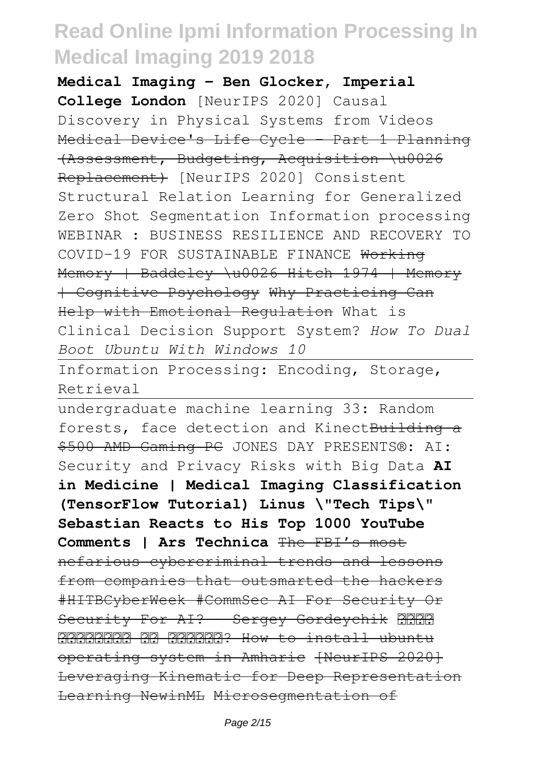**Medical Imaging - Ben Glocker, Imperial College London** [NeurIPS 2020] Causal Discovery in Physical Systems from Videos ~~Medical Device's Life Cycle - Part 1 Planning (Assessment, Budgeting, Acquisition \u0026 Replacement)~~ [NeurIPS 2020] Consistent Structural Relation Learning for Generalized Zero Shot Segmentation Information processing WEBINAR : BUSINESS RESILIENCE AND RECOVERY TO COVID-19 FOR SUSTAINABLE FINANCE ~~Working Memory | Baddeley \u0026 Hitch 1974 | Memory | Cognitive Psychology~~ ~~Why Practicing Can Help with Emotional Regulation~~ What is Clinical Decision Support System? *How To Dual Boot Ubuntu With Windows 10*

Information Processing: Encoding, Storage, Retrieval

undergraduate machine learning 33: Random forests, face detection and Kinect~~Building a $500 AMD Gaming PC~~ JONES DAY PRESENTS®: AI: Security and Privacy Risks with Big Data **AI in Medicine | Medical Imaging Classification (TensorFlow Tutorial) Linus \"Tech Tips\" Sebastian Reacts to His Top 1000 YouTube Comments | Ars Technica** ~~The FBI's most nefarious cybercriminal trends and lessons from companies that outsmarted the hackers~~ ~~#HITBCyberWeek #CommSec AI For Security Or Security For AI? - Sergey Gordeychik~~ ~~???? ???????? ?? ??????? How to install ubuntu operating system in Amharic~~ ~~[NeurIPS 2020] Leveraging Kinematic for Deep Representation Learning NewinML~~ ~~Microsegmentation of~~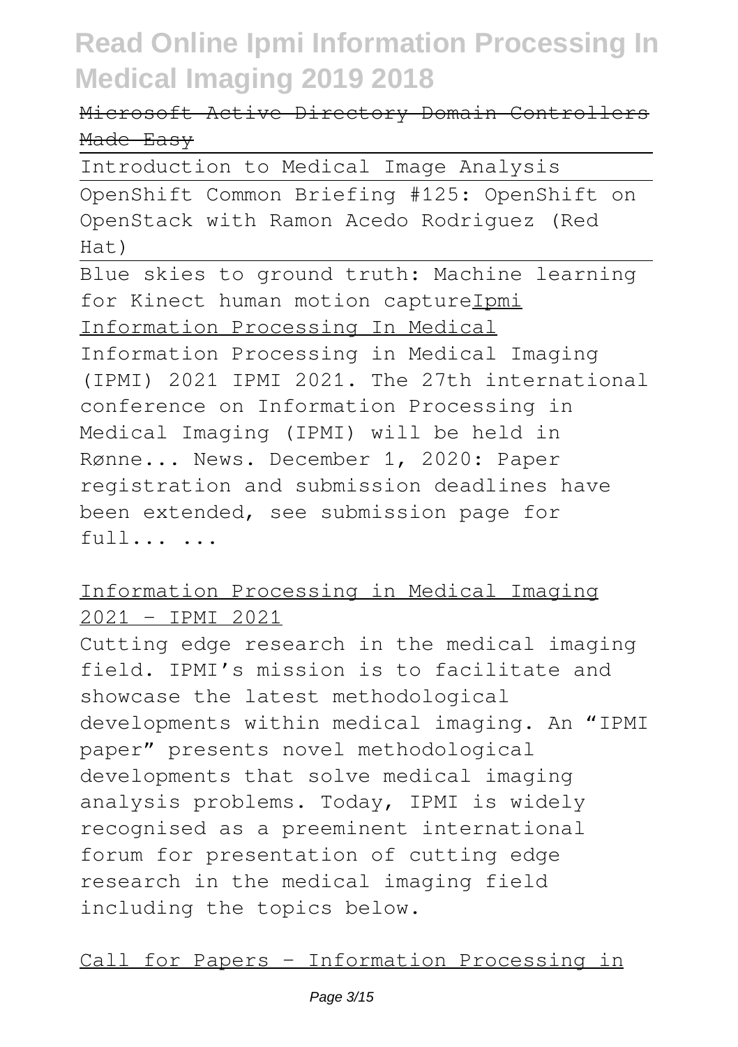~~Microsoft Active Directory Domain Controllers Made Easy~~

Introduction to Medical Image Analysis

OpenShift Common Briefing #125: OpenShift on OpenStack with Ramon Acedo Rodriguez (Red Hat)

Blue skies to ground truth: Machine learning for Kinect human motion capture[Ipmi Information Processing In Medical](#)

Information Processing in Medical Imaging (IPMI) 2021 IPMI 2021. The 27th international conference on Information Processing in Medical Imaging (IPMI) will be held in Rønne... News. December 1, 2020: Paper registration and submission deadlines have been extended, see submission page for full... ...

[Information Processing in Medical Imaging 2021 - IPMI 2021](#)

Cutting edge research in the medical imaging field. IPMI's mission is to facilitate and showcase the latest methodological developments within medical imaging. An "IPMI paper" presents novel methodological developments that solve medical imaging analysis problems. Today, IPMI is widely recognised as a preeminent international forum for presentation of cutting edge research in the medical imaging field including the topics below.

[Call for Papers - Information Processing in](#)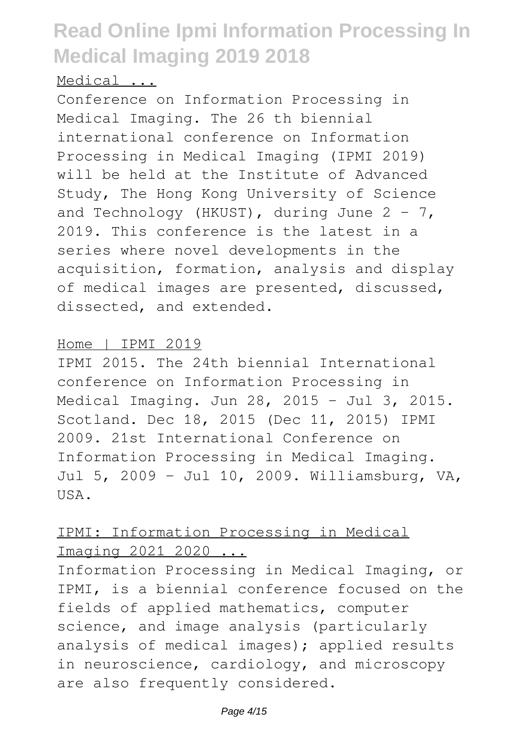Medical ...

Conference on Information Processing in Medical Imaging. The 26 th biennial international conference on Information Processing in Medical Imaging (IPMI 2019) will be held at the Institute of Advanced Study, The Hong Kong University of Science and Technology (HKUST), during June 2 - 7, 2019. This conference is the latest in a series where novel developments in the acquisition, formation, analysis and display of medical images are presented, discussed, dissected, and extended.

Home | IPMI 2019

IPMI 2015. The 24th biennial International conference on Information Processing in Medical Imaging. Jun 28, 2015 - Jul 3, 2015. Scotland. Dec 18, 2015 (Dec 11, 2015) IPMI 2009. 21st International Conference on Information Processing in Medical Imaging. Jul 5, 2009 - Jul 10, 2009. Williamsburg, VA, USA.

IPMI: Information Processing in Medical Imaging 2021 2020 ...

Information Processing in Medical Imaging, or IPMI, is a biennial conference focused on the fields of applied mathematics, computer science, and image analysis (particularly analysis of medical images); applied results in neuroscience, cardiology, and microscopy are also frequently considered.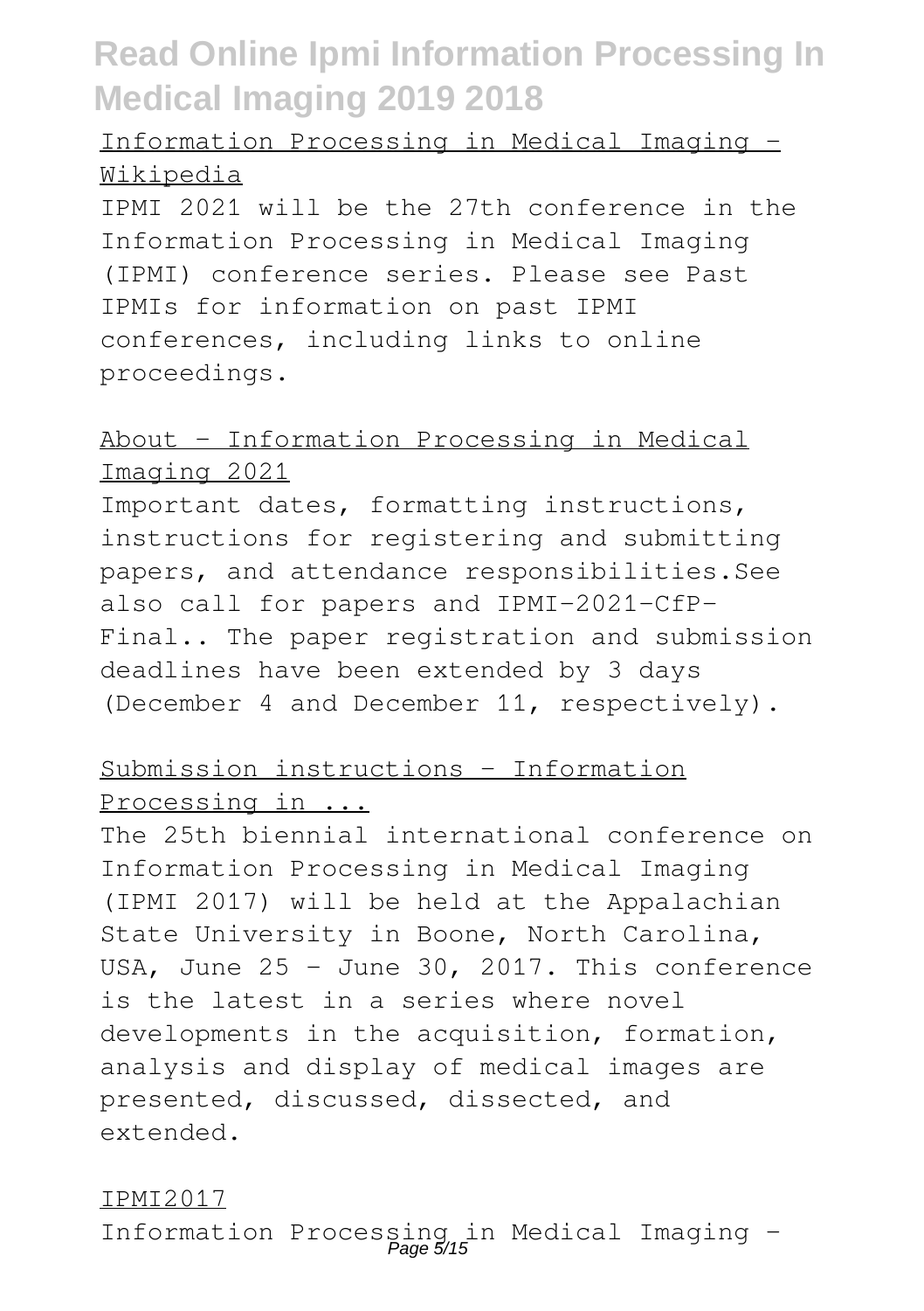Information Processing in Medical Imaging - Wikipedia

IPMI 2021 will be the 27th conference in the Information Processing in Medical Imaging (IPMI) conference series. Please see Past IPMIs for information on past IPMI conferences, including links to online proceedings.

About – Information Processing in Medical Imaging 2021

Important dates, formatting instructions, instructions for registering and submitting papers, and attendance responsibilities.See also call for papers and IPMI-2021-CfP-Final.. The paper registration and submission deadlines have been extended by 3 days (December 4 and December 11, respectively).

Submission instructions – Information Processing in ...

The 25th biennial international conference on Information Processing in Medical Imaging (IPMI 2017) will be held at the Appalachian State University in Boone, North Carolina, USA, June 25 - June 30, 2017. This conference is the latest in a series where novel developments in the acquisition, formation, analysis and display of medical images are presented, discussed, dissected, and extended.

IPMI2017

Information Processing in Medical Imaging -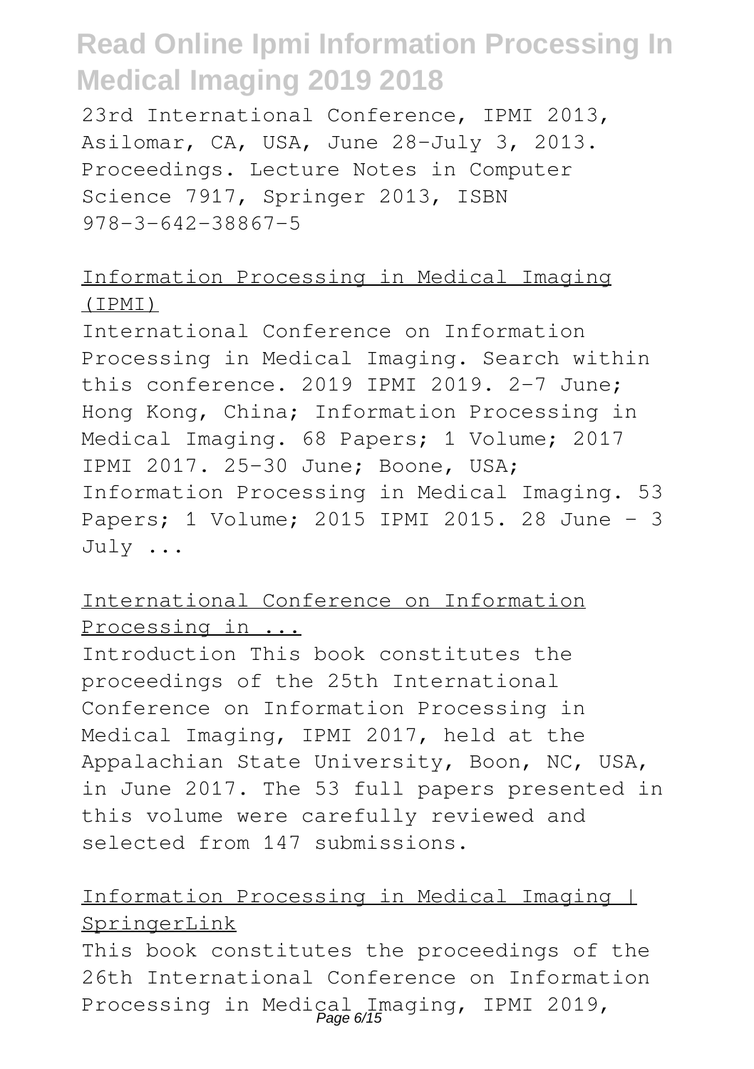23rd International Conference, IPMI 2013, Asilomar, CA, USA, June 28–July 3, 2013. Proceedings. Lecture Notes in Computer Science 7917, Springer 2013, ISBN 978-3-642-38867-5

## Information Processing in Medical Imaging (IPMI)

International Conference on Information Processing in Medical Imaging. Search within this conference. 2019 IPMI 2019. 2–7 June; Hong Kong, China; Information Processing in Medical Imaging. 68 Papers; 1 Volume; 2017 IPMI 2017. 25–30 June; Boone, USA; Information Processing in Medical Imaging. 53 Papers; 1 Volume; 2015 IPMI 2015. 28 June – 3 July ...

## International Conference on Information Processing in ...

Introduction This book constitutes the proceedings of the 25th International Conference on Information Processing in Medical Imaging, IPMI 2017, held at the Appalachian State University, Boon, NC, USA, in June 2017. The 53 full papers presented in this volume were carefully reviewed and selected from 147 submissions.

## Information Processing in Medical Imaging | SpringerLink

This book constitutes the proceedings of the 26th International Conference on Information Processing in Medical Imaging, IPMI 2019,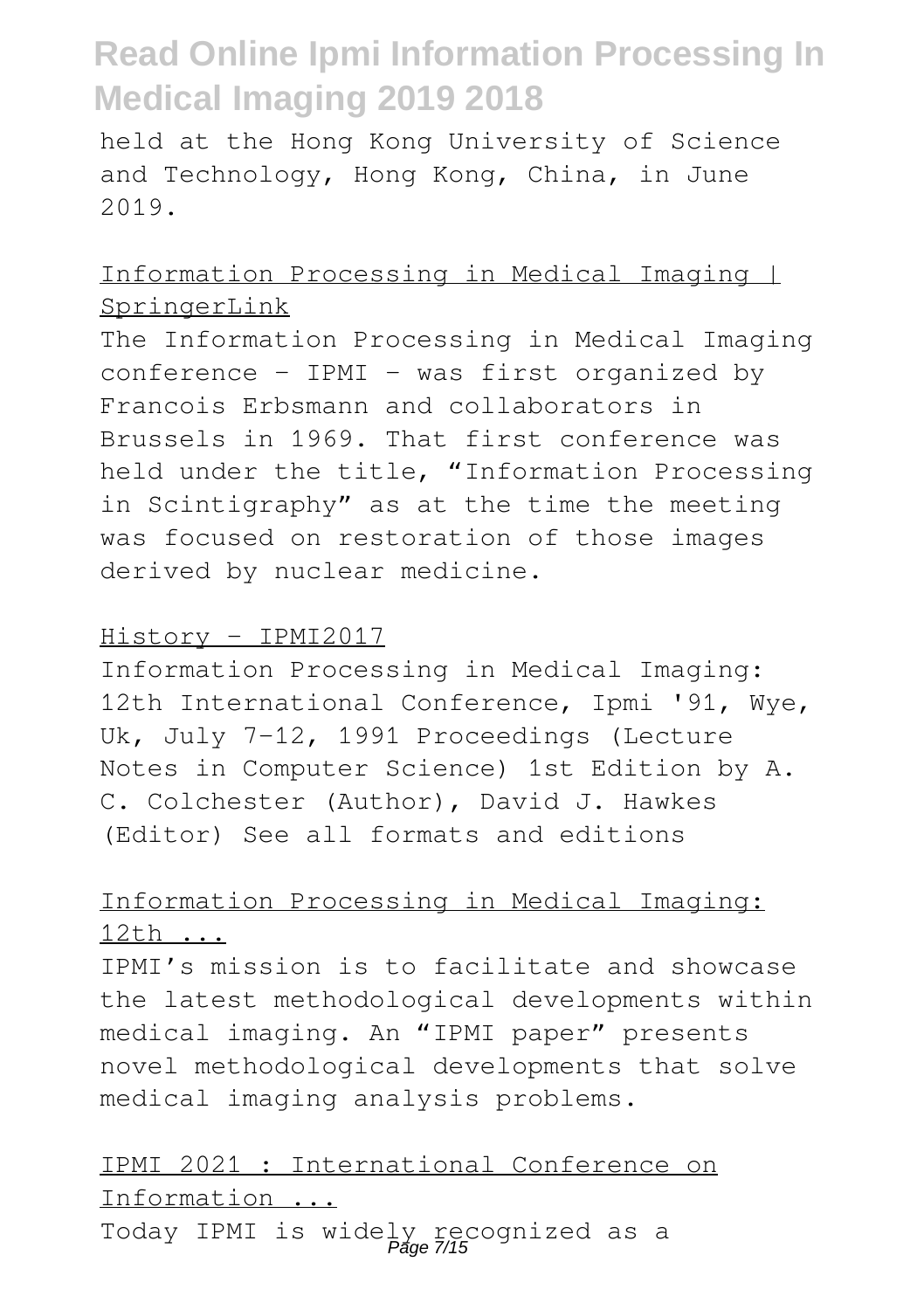held at the Hong Kong University of Science and Technology, Hong Kong, China, in June 2019.

## Information Processing in Medical Imaging | SpringerLink

The Information Processing in Medical Imaging conference – IPMI – was first organized by Francois Erbsmann and collaborators in Brussels in 1969. That first conference was held under the title, "Information Processing in Scintigraphy" as at the time the meeting was focused on restoration of those images derived by nuclear medicine.

## History – IPMI2017

Information Processing in Medical Imaging: 12th International Conference, Ipmi '91, Wye, Uk, July 7-12, 1991 Proceedings (Lecture Notes in Computer Science) 1st Edition by A. C. Colchester (Author), David J. Hawkes (Editor) See all formats and editions

## Information Processing in Medical Imaging: 12th ...

IPMI's mission is to facilitate and showcase the latest methodological developments within medical imaging. An "IPMI paper" presents novel methodological developments that solve medical imaging analysis problems.

## IPMI 2021 : International Conference on Information ...

Today IPMI is widely recognized as a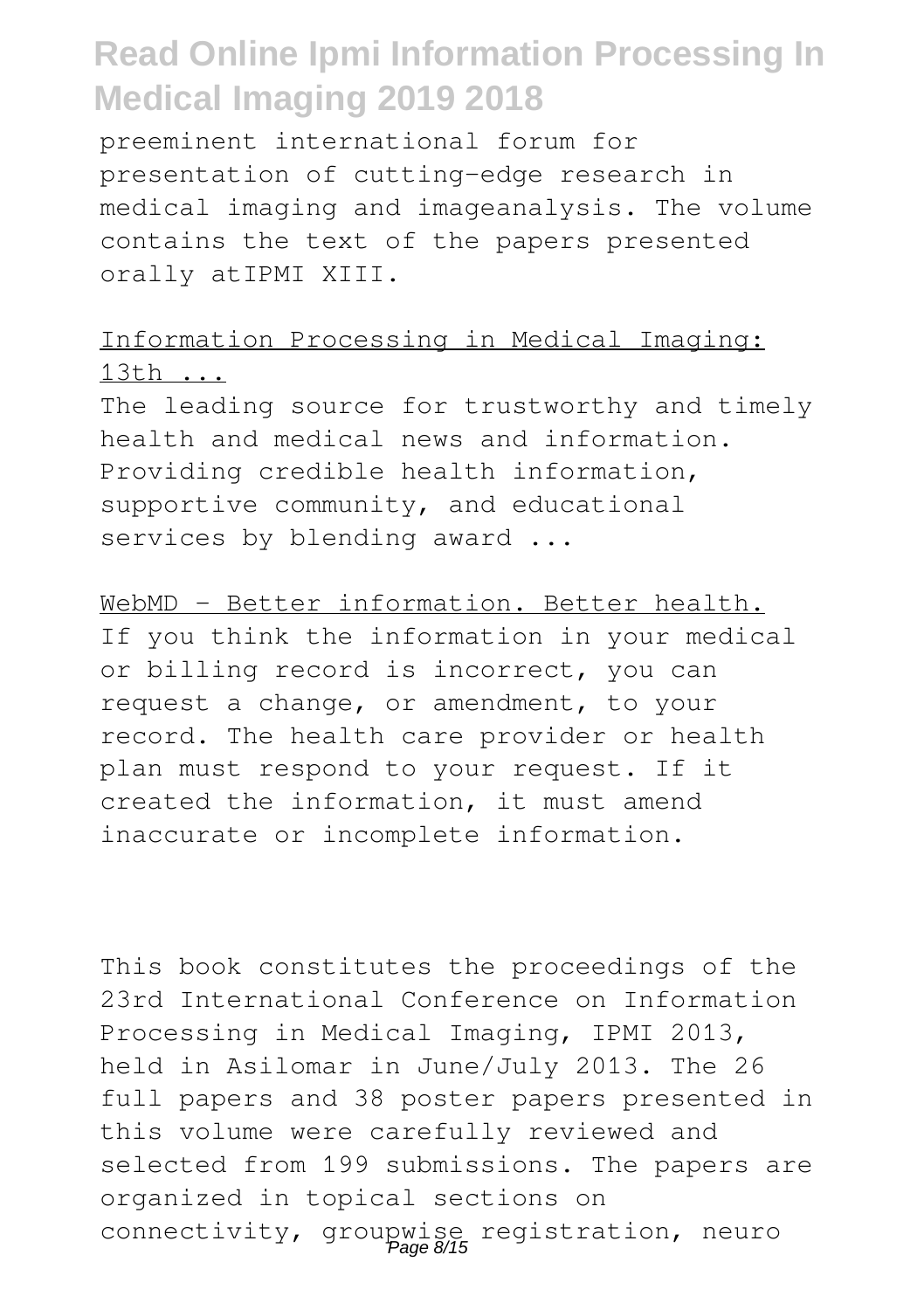preeminent international forum for presentation of cutting-edge research in medical imaging and imageanalysis. The volume contains the text of the papers presented orally atIPMI XIII.

Information Processing in Medical Imaging: 13th ...

The leading source for trustworthy and timely health and medical news and information. Providing credible health information, supportive community, and educational services by blending award ...

WebMD - Better information. Better health.

If you think the information in your medical or billing record is incorrect, you can request a change, or amendment, to your record. The health care provider or health plan must respond to your request. If it created the information, it must amend inaccurate or incomplete information.

This book constitutes the proceedings of the 23rd International Conference on Information Processing in Medical Imaging, IPMI 2013, held in Asilomar in June/July 2013. The 26 full papers and 38 poster papers presented in this volume were carefully reviewed and selected from 199 submissions. The papers are organized in topical sections on connectivity, groupwise registration, neuro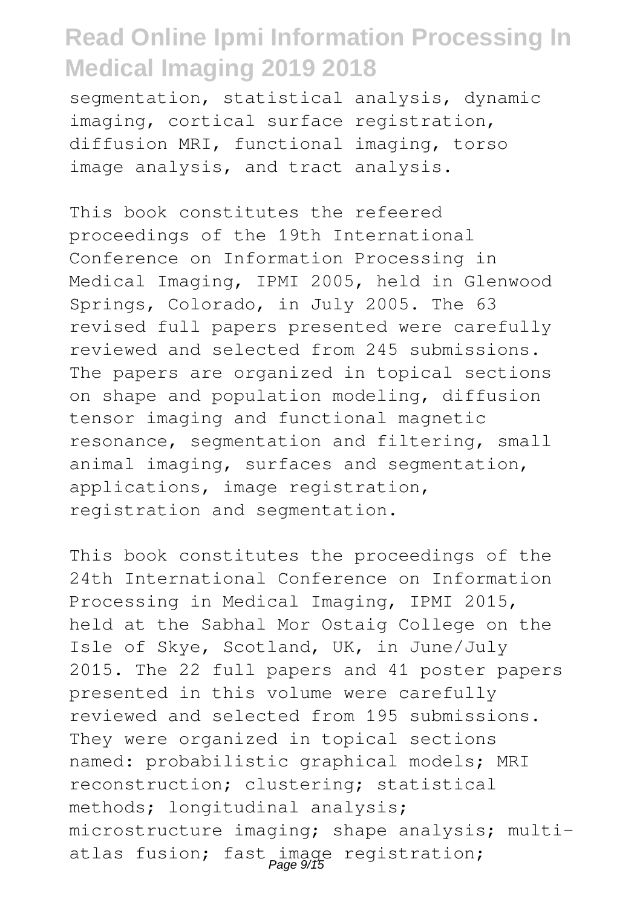segmentation, statistical analysis, dynamic imaging, cortical surface registration, diffusion MRI, functional imaging, torso image analysis, and tract analysis.

This book constitutes the refeered proceedings of the 19th International Conference on Information Processing in Medical Imaging, IPMI 2005, held in Glenwood Springs, Colorado, in July 2005. The 63 revised full papers presented were carefully reviewed and selected from 245 submissions. The papers are organized in topical sections on shape and population modeling, diffusion tensor imaging and functional magnetic resonance, segmentation and filtering, small animal imaging, surfaces and segmentation, applications, image registration, registration and segmentation.

This book constitutes the proceedings of the 24th International Conference on Information Processing in Medical Imaging, IPMI 2015, held at the Sabhal Mor Ostaig College on the Isle of Skye, Scotland, UK, in June/July 2015. The 22 full papers and 41 poster papers presented in this volume were carefully reviewed and selected from 195 submissions. They were organized in topical sections named: probabilistic graphical models; MRI reconstruction; clustering; statistical methods; longitudinal analysis; microstructure imaging; shape analysis; multi-atlas fusion; fast image registration;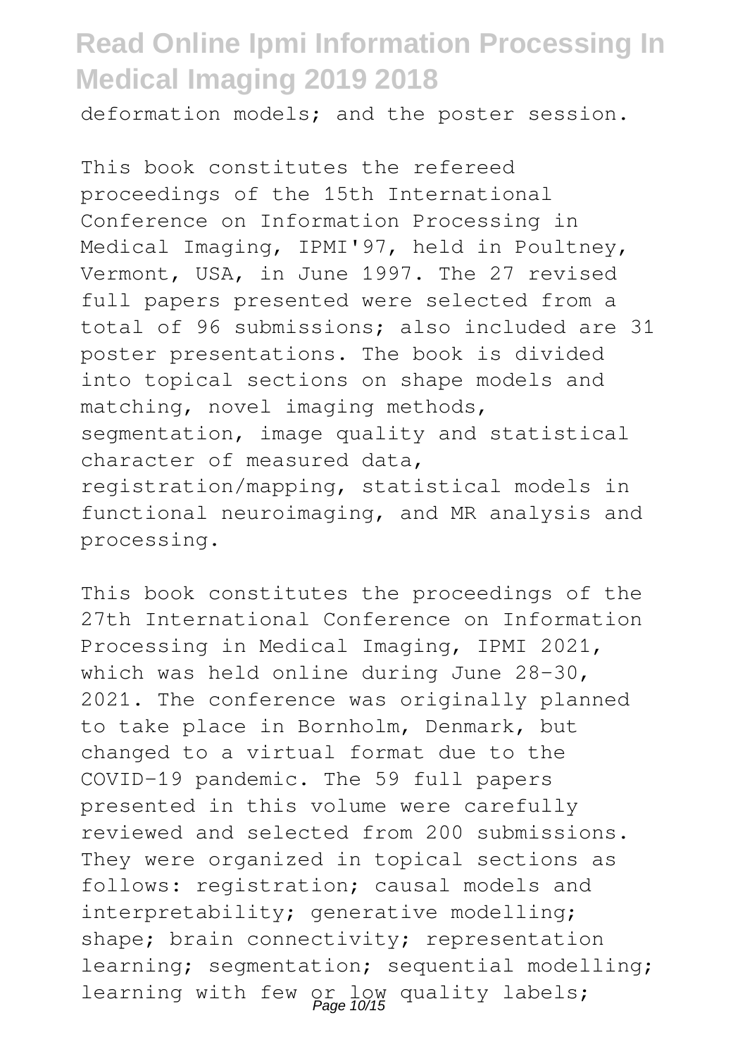deformation models; and the poster session.

This book constitutes the refereed proceedings of the 15th International Conference on Information Processing in Medical Imaging, IPMI'97, held in Poultney, Vermont, USA, in June 1997. The 27 revised full papers presented were selected from a total of 96 submissions; also included are 31 poster presentations. The book is divided into topical sections on shape models and matching, novel imaging methods, segmentation, image quality and statistical character of measured data, registration/mapping, statistical models in functional neuroimaging, and MR analysis and processing.

This book constitutes the proceedings of the 27th International Conference on Information Processing in Medical Imaging, IPMI 2021, which was held online during June 28-30, 2021. The conference was originally planned to take place in Bornholm, Denmark, but changed to a virtual format due to the COVID-19 pandemic. The 59 full papers presented in this volume were carefully reviewed and selected from 200 submissions. They were organized in topical sections as follows: registration; causal models and interpretability; generative modelling; shape; brain connectivity; representation learning; segmentation; sequential modelling; learning with few or low quality labels;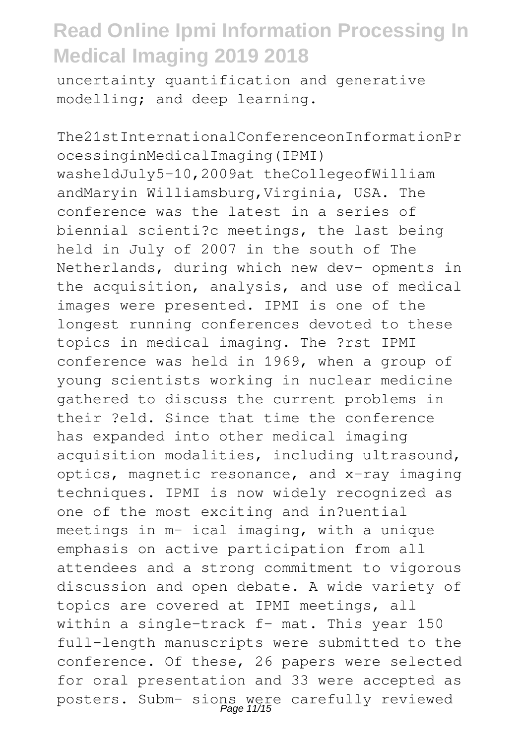uncertainty quantification and generative modelling; and deep learning.

The21stInternationalConferenceonInformationProcessinginMedicalImaging(IPMI) washeldJuly5–10,2009at theCollegeofWilliam andMaryin Williamsburg,Virginia, USA. The conference was the latest in a series of biennial scienti?c meetings, the last being held in July of 2007 in the south of The Netherlands, during which new dev- opments in the acquisition, analysis, and use of medical images were presented. IPMI is one of the longest running conferences devoted to these topics in medical imaging. The ?rst IPMI conference was held in 1969, when a group of young scientists working in nuclear medicine gathered to discuss the current problems in their ?eld. Since that time the conference has expanded into other medical imaging acquisition modalities, including ultrasound, optics, magnetic resonance, and x-ray imaging techniques. IPMI is now widely recognized as one of the most exciting and in?uential meetings in m- ical imaging, with a unique emphasis on active participation from all attendees and a strong commitment to vigorous discussion and open debate. A wide variety of topics are covered at IPMI meetings, all within a single-track f- mat. This year 150 full-length manuscripts were submitted to the conference. Of these, 26 papers were selected for oral presentation and 33 were accepted as posters. Subm- sions were carefully reviewed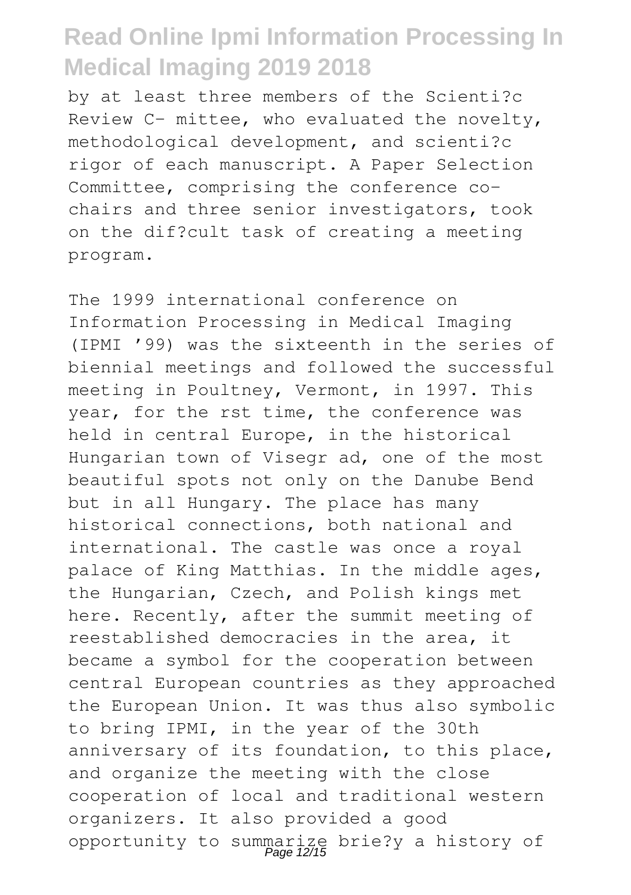by at least three members of the Scienti?c Review C- mittee, who evaluated the novelty, methodological development, and scienti?c rigor of each manuscript. A Paper Selection Committee, comprising the conference co-chairs and three senior investigators, took on the dif?cult task of creating a meeting program.

The 1999 international conference on Information Processing in Medical Imaging (IPMI '99) was the sixteenth in the series of biennial meetings and followed the successful meeting in Poultney, Vermont, in 1997. This year, for the rst time, the conference was held in central Europe, in the historical Hungarian town of Visegr ad, one of the most beautiful spots not only on the Danube Bend but in all Hungary. The place has many historical connections, both national and international. The castle was once a royal palace of King Matthias. In the middle ages, the Hungarian, Czech, and Polish kings met here. Recently, after the summit meeting of reestablished democracies in the area, it became a symbol for the cooperation between central European countries as they approached the European Union. It was thus also symbolic to bring IPMI, in the year of the 30th anniversary of its foundation, to this place, and organize the meeting with the close cooperation of local and traditional western organizers. It also provided a good opportunity to summarize brie?y a history of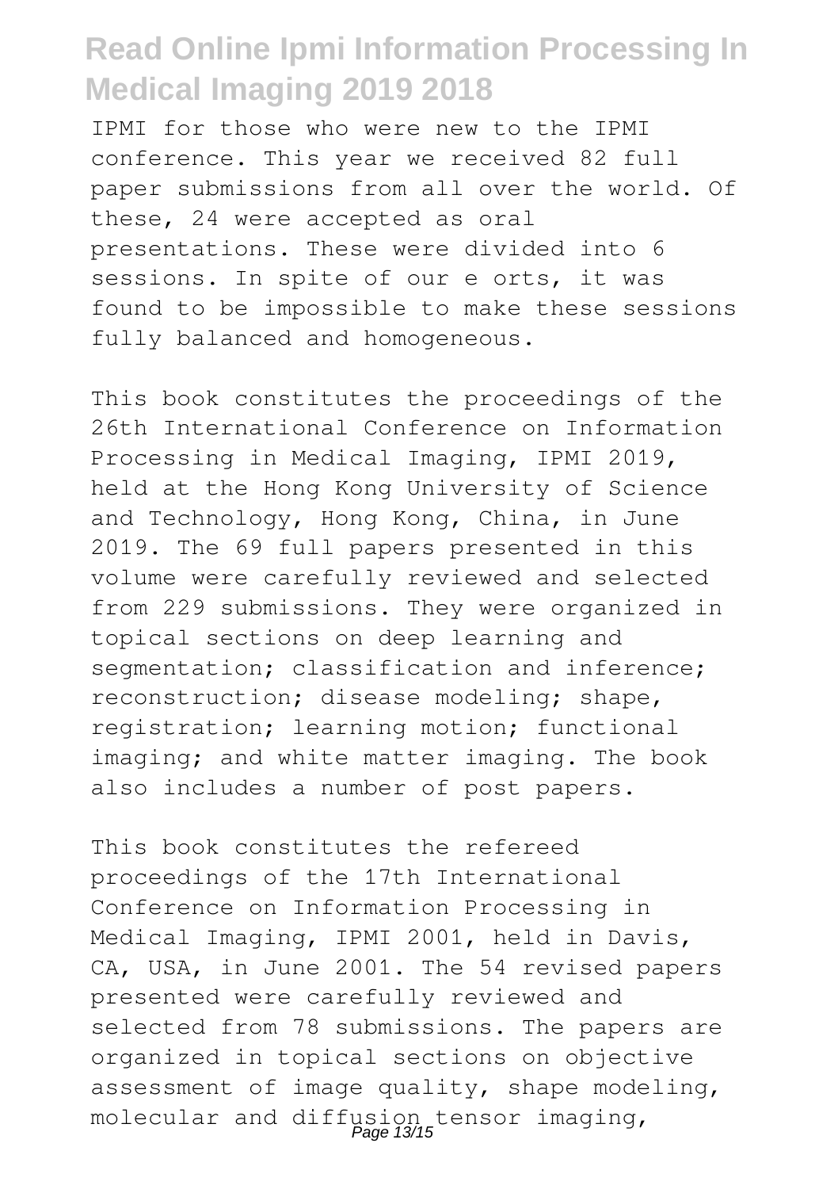IPMI for those who were new to the IPMI conference. This year we received 82 full paper submissions from all over the world. Of these, 24 were accepted as oral presentations. These were divided into 6 sessions. In spite of our e orts, it was found to be impossible to make these sessions fully balanced and homogeneous.

This book constitutes the proceedings of the 26th International Conference on Information Processing in Medical Imaging, IPMI 2019, held at the Hong Kong University of Science and Technology, Hong Kong, China, in June 2019. The 69 full papers presented in this volume were carefully reviewed and selected from 229 submissions. They were organized in topical sections on deep learning and segmentation; classification and inference; reconstruction; disease modeling; shape, registration; learning motion; functional imaging; and white matter imaging. The book also includes a number of post papers.

This book constitutes the refereed proceedings of the 17th International Conference on Information Processing in Medical Imaging, IPMI 2001, held in Davis, CA, USA, in June 2001. The 54 revised papers presented were carefully reviewed and selected from 78 submissions. The papers are organized in topical sections on objective assessment of image quality, shape modeling, molecular and diffusion tensor imaging,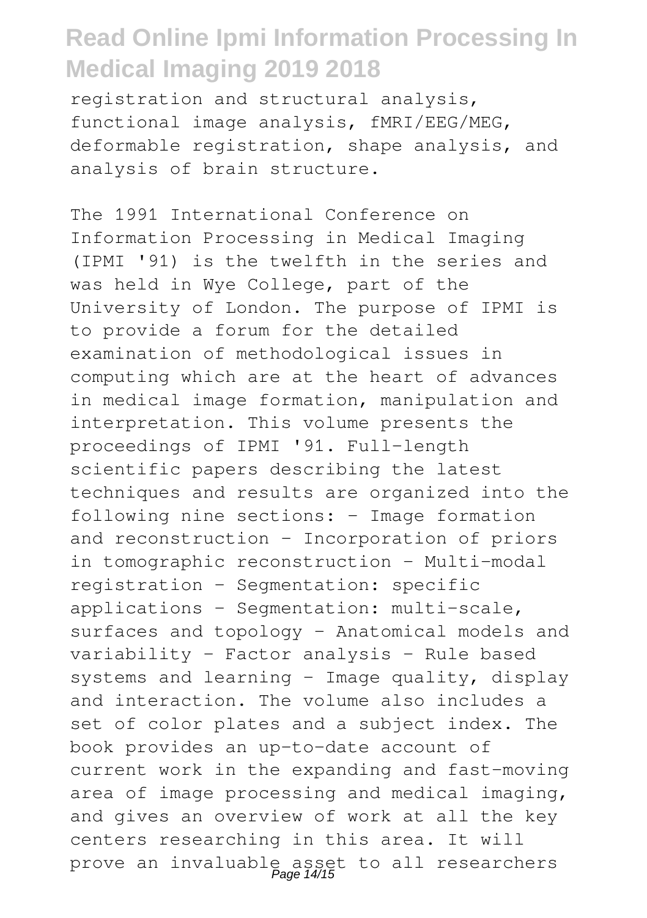registration and structural analysis, functional image analysis, fMRI/EEG/MEG, deformable registration, shape analysis, and analysis of brain structure.

The 1991 International Conference on Information Processing in Medical Imaging (IPMI '91) is the twelfth in the series and was held in Wye College, part of the University of London. The purpose of IPMI is to provide a forum for the detailed examination of methodological issues in computing which are at the heart of advances in medical image formation, manipulation and interpretation. This volume presents the proceedings of IPMI '91. Full-length scientific papers describing the latest techniques and results are organized into the following nine sections: - Image formation and reconstruction - Incorporation of priors in tomographic reconstruction - Multi-modal registration - Segmentation: specific applications - Segmentation: multi-scale, surfaces and topology - Anatomical models and variability - Factor analysis - Rule based systems and learning - Image quality, display and interaction. The volume also includes a set of color plates and a subject index. The book provides an up-to-date account of current work in the expanding and fast-moving area of image processing and medical imaging, and gives an overview of work at all the key centers researching in this area. It will prove an invaluable asset to all researchers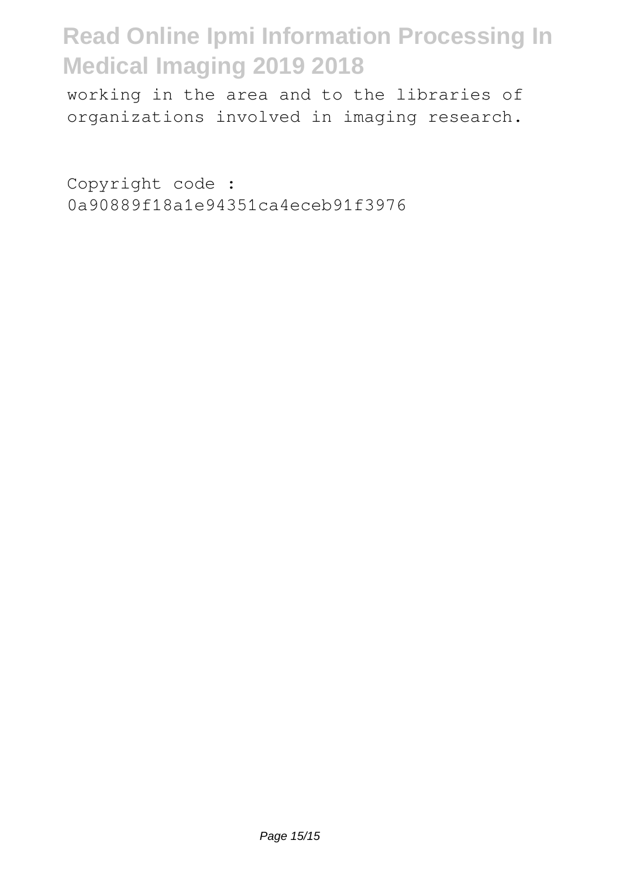working in the area and to the libraries of organizations involved in imaging research.

Copyright code : 0a90889f18a1e94351ca4eceb91f3976